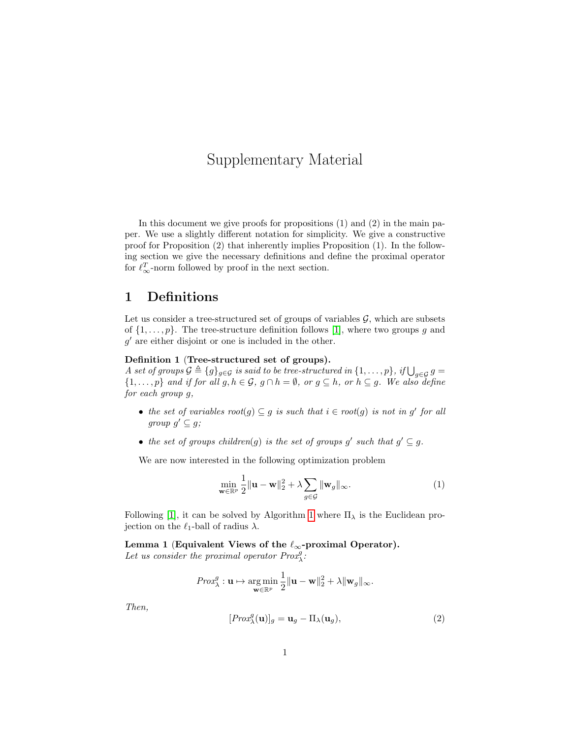# Supplementary Material

In this document we give proofs for propositions (1) and (2) in the main paper. We use a slightly different notation for simplicity. We give a constructive proof for Proposition (2) that inherently implies Proposition (1). In the following section we give the necessary definitions and define the proximal operator for $\ell_\infty^T$-norm followed by proof in the next section.

## 1 Definitions

Let us consider a tree-structured set of groups of variables $\mathcal{G}$, which are subsets of $\{1, \ldots, p\}$. The tree-structure definition follows [1], where two groups $g$ and $g'$ are either disjoint or one is included in the other.

**Definition 1 (Tree-structured set of groups).**
*A set of groups $\mathcal{G} \triangleq \{g\}_{g \in \mathcal{G}}$ is said to be tree-structured in $\{1, \ldots, p\}$, if $\bigcup_{g \in \mathcal{G}} g = \{1, \ldots, p\}$ and if for all $g, h \in \mathcal{G}$, $g \cap h = \emptyset$, or $g \subseteq h$, or $h \subseteq g$. We also define for each group $g$,*

- *the set of variables $root(g) \subseteq g$ is such that $i \in root(g)$ is not in $g'$ for all group $g' \subseteq g$;*
- *the set of groups $children(g)$ is the set of groups $g'$ such that $g' \subseteq g$.*

We are now interested in the following optimization problem

$$\min_{\mathbf{w} \in \mathbb{R}^p} \frac{1}{2}\|\mathbf{u} - \mathbf{w}\|_2^2 + \lambda \sum_{g \in \mathcal{G}} \|\mathbf{w}_g\|_\infty. \tag{1}$$

Following [1], it can be solved by Algorithm 1 where $\Pi_\lambda$ is the Euclidean projection on the $\ell_1$-ball of radius $\lambda$.

**Lemma 1 (Equivalent Views of the $\ell_\infty$-proximal Operator).**
*Let us consider the proximal operator $Prox_\lambda^g$:*

$$Prox_\lambda^g : \mathbf{u} \mapsto \operatorname*{arg\,min}_{\mathbf{w} \in \mathbb{R}^p} \frac{1}{2}\|\mathbf{u} - \mathbf{w}\|_2^2 + \lambda \|\mathbf{w}_g\|_\infty.$$

*Then,*

$$[Prox_\lambda^g(\mathbf{u})]_g = \mathbf{u}_g - \Pi_\lambda(\mathbf{u}_g), \tag{2}$$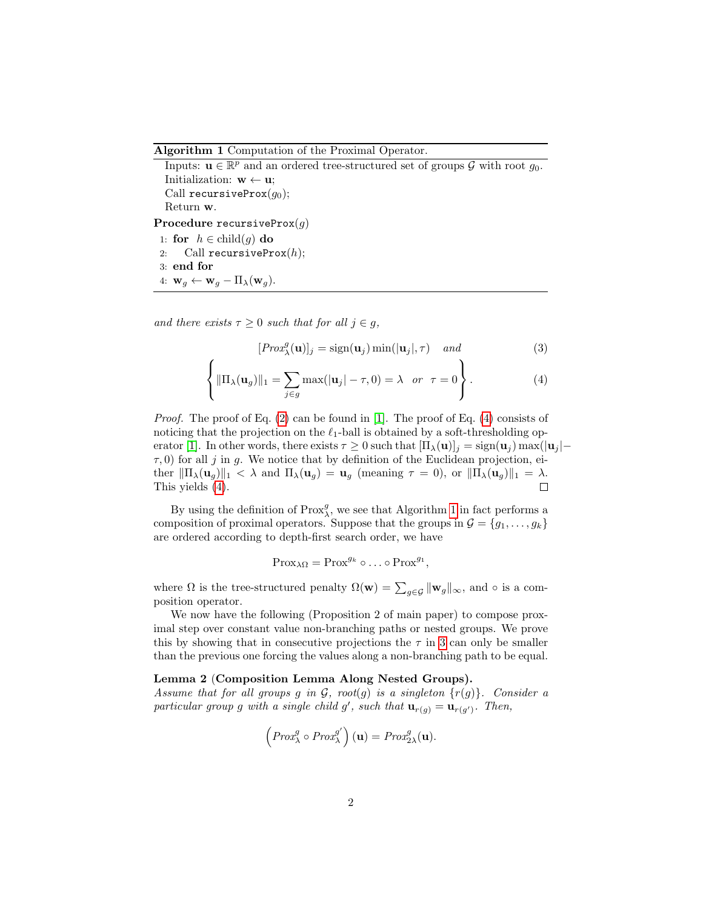**Algorithm 1** Computation of the Proximal Operator.

Inputs: $\mathbf{u} \in \mathbb{R}^p$ and an ordered tree-structured set of groups $\mathcal{G}$ with root $g_0$.
Initialization: $\mathbf{w} \leftarrow \mathbf{u}$;
Call `recursiveProx`$(g_0)$;
Return $\mathbf{w}$.

**Procedure** `recursiveProx`$(g)$

```
1: for  h ∈ child(g) do
2:    Call recursiveProx(h);
3: end for
4: w_g ← w_g − Π_λ(w_g).
```

*and there exists $\tau \geq 0$ such that for all $j \in g$,*

$$[Prox^g_\lambda(\mathbf{u})]_j = \operatorname{sign}(\mathbf{u}_j)\min(|\mathbf{u}_j|, \tau) \quad and \tag{3}$$

$$\left\{ \|\Pi_\lambda(\mathbf{u}_g)\|_1 = \sum_{j \in g} \max(|\mathbf{u}_j| - \tau, 0) = \lambda \quad or \quad \tau = 0 \right\}. \tag{4}$$

*Proof.* The proof of Eq. (2) can be found in [1]. The proof of Eq. (4) consists of noticing that the projection on the $\ell_1$-ball is obtained by a soft-thresholding operator [1]. In other words, there exists $\tau \geq 0$ such that $[\Pi_\lambda(\mathbf{u})]_j = \operatorname{sign}(\mathbf{u}_j)\max(|\mathbf{u}_j| - \tau, 0)$ for all $j$ in $g$. We notice that by definition of the Euclidean projection, either $\|\Pi_\lambda(\mathbf{u}_g)\|_1 < \lambda$ and $\Pi_\lambda(\mathbf{u}_g) = \mathbf{u}_g$ (meaning $\tau = 0$), or $\|\Pi_\lambda(\mathbf{u}_g)\|_1 = \lambda$. This yields (4). □

By using the definition of $\text{Prox}^g_\lambda$, we see that Algorithm 1 in fact performs a composition of proximal operators. Suppose that the groups in $\mathcal{G} = \{g_1, \ldots, g_k\}$ are ordered according to depth-first search order, we have

$$\text{Prox}_{\lambda\Omega} = \text{Prox}^{g_k} \circ \ldots \circ \text{Prox}^{g_1},$$

where $\Omega$ is the tree-structured penalty $\Omega(\mathbf{w}) = \sum_{g \in \mathcal{G}} \|\mathbf{w}_g\|_\infty$, and $\circ$ is a composition operator.

We now have the following (Proposition 2 of main paper) to compose proximal step over constant value non-branching paths or nested groups. We prove this by showing that in consecutive projections the $\tau$ in 3 can only be smaller than the previous one forcing the values along a non-branching path to be equal.

**Lemma 2 (Composition Lemma Along Nested Groups).**
*Assume that for all groups $g$ in $\mathcal{G}$, $root(g)$ is a singleton $\{r(g)\}$. Consider a particular group $g$ with a single child $g'$, such that $\mathbf{u}_{r(g)} = \mathbf{u}_{r(g')}$. Then,*

$$\left(Prox^g_\lambda \circ Prox^{g'}_\lambda\right)(\mathbf{u}) = Prox^g_{2\lambda}(\mathbf{u}).$$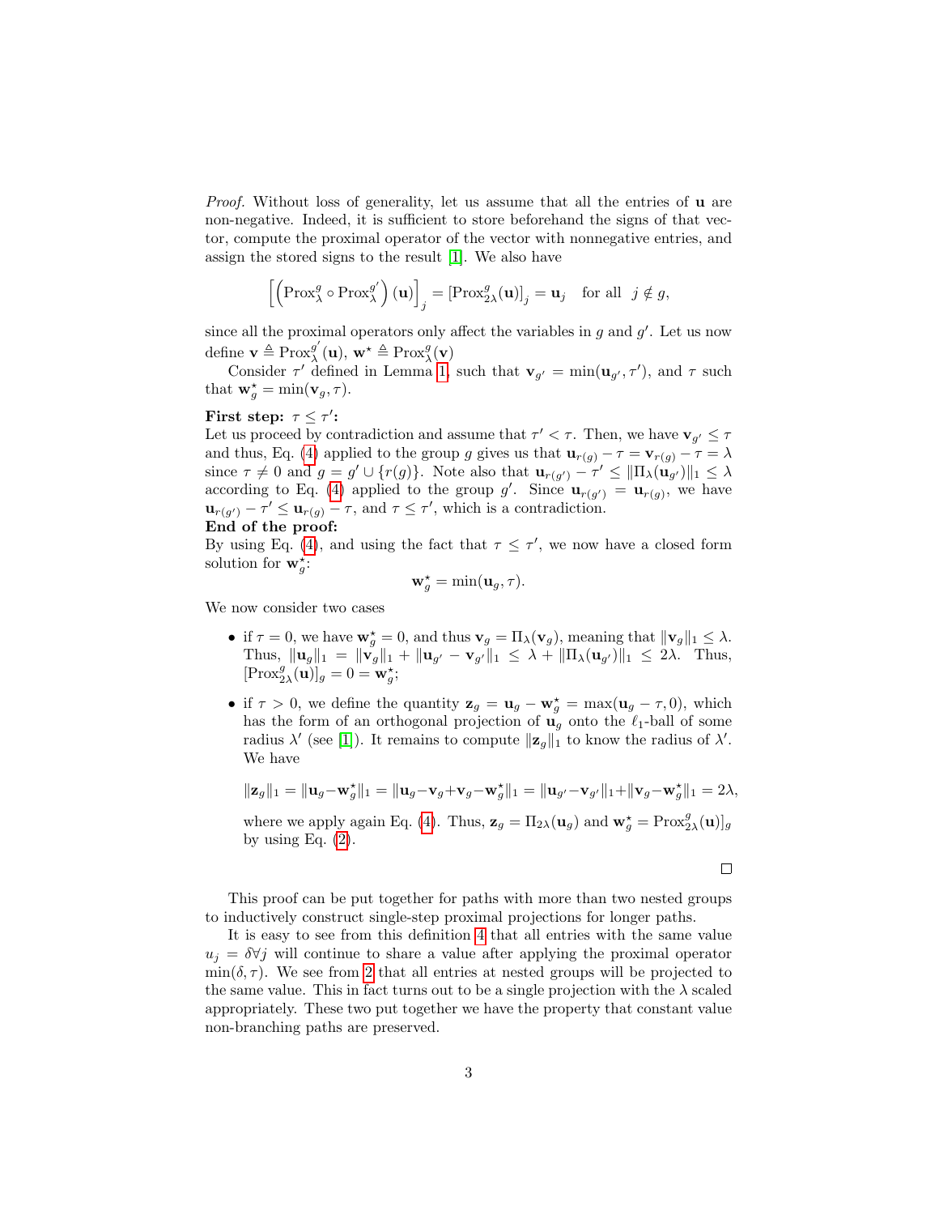*Proof.* Without loss of generality, let us assume that all the entries of $\mathbf{u}$ are non-negative. Indeed, it is sufficient to store beforehand the signs of that vector, compute the proximal operator of the vector with nonnegative entries, and assign the stored signs to the result [1]. We also have

$$\left[\left(\mathrm{Prox}_{\lambda}^{g} \circ \mathrm{Prox}_{\lambda}^{g'}\right)(\mathbf{u})\right]_j = [\mathrm{Prox}_{2\lambda}^{g}(\mathbf{u})]_j = \mathbf{u}_j \quad \text{for all } \; j \notin g,$$

since all the proximal operators only affect the variables in $g$ and $g'$. Let us now define $\mathbf{v} \triangleq \mathrm{Prox}_{\lambda}^{g'}(\mathbf{u})$, $\mathbf{w}^{\star} \triangleq \mathrm{Prox}_{\lambda}^{g}(\mathbf{v})$

Consider $\tau'$ defined in Lemma 1, such that $\mathbf{v}_{g'} = \min(\mathbf{u}_{g'}, \tau')$, and $\tau$ such that $\mathbf{w}_g^{\star} = \min(\mathbf{v}_g, \tau)$.

**First step: $\tau \leq \tau'$:**
Let us proceed by contradiction and assume that $\tau' < \tau$. Then, we have $\mathbf{v}_{g'} \leq \tau$ and thus, Eq. (4) applied to the group $g$ gives us that $\mathbf{u}_{r(g)} - \tau = \mathbf{v}_{r(g)} - \tau = \lambda$ since $\tau \neq 0$ and $g = g' \cup \{r(g)\}$. Note also that $\mathbf{u}_{r(g')} - \tau' \leq \|\Pi_{\lambda}(\mathbf{u}_{g'})\|_1 \leq \lambda$ according to Eq. (4) applied to the group $g'$. Since $\mathbf{u}_{r(g')} = \mathbf{u}_{r(g)}$, we have $\mathbf{u}_{r(g')} - \tau' \leq \mathbf{u}_{r(g)} - \tau$, and $\tau \leq \tau'$, which is a contradiction.
**End of the proof:**
By using Eq. (4), and using the fact that $\tau \leq \tau'$, we now have a closed form solution for $\mathbf{w}_g^{\star}$:

$$\mathbf{w}_g^{\star} = \min(\mathbf{u}_g, \tau).$$

We now consider two cases

- if $\tau = 0$, we have $\mathbf{w}_g^{\star} = 0$, and thus $\mathbf{v}_g = \Pi_{\lambda}(\mathbf{v}_g)$, meaning that $\|\mathbf{v}_g\|_1 \leq \lambda$. Thus, $\|\mathbf{u}_g\|_1 = \|\mathbf{v}_g\|_1 + \|\mathbf{u}_{g'} - \mathbf{v}_{g'}\|_1 \leq \lambda + \|\Pi_{\lambda}(\mathbf{u}_{g'})\|_1 \leq 2\lambda$. Thus, $[\mathrm{Prox}_{2\lambda}^{g}(\mathbf{u})]_g = 0 = \mathbf{w}_g^{\star}$;
- if $\tau > 0$, we define the quantity $\mathbf{z}_g = \mathbf{u}_g - \mathbf{w}_g^{\star} = \max(\mathbf{u}_g - \tau, 0)$, which has the form of an orthogonal projection of $\mathbf{u}_g$ onto the $\ell_1$-ball of some radius $\lambda'$ (see [1]). It remains to compute $\|\mathbf{z}_g\|_1$ to know the radius of $\lambda'$. We have

$$\|\mathbf{z}_g\|_1 = \|\mathbf{u}_g - \mathbf{w}_g^{\star}\|_1 = \|\mathbf{u}_g - \mathbf{v}_g + \mathbf{v}_g - \mathbf{w}_g^{\star}\|_1 = \|\mathbf{u}_{g'} - \mathbf{v}_{g'}\|_1 + \|\mathbf{v}_g - \mathbf{w}_g^{\star}\|_1 = 2\lambda,$$

where we apply again Eq. (4). Thus, $\mathbf{z}_g = \Pi_{2\lambda}(\mathbf{u}_g)$ and $\mathbf{w}_g^{\star} = \mathrm{Prox}_{2\lambda}^{g}(\mathbf{u})]_g$ by using Eq. (2).

□

This proof can be put together for paths with more than two nested groups to inductively construct single-step proximal projections for longer paths.

It is easy to see from this definition 4 that all entries with the same value $u_j = \delta \forall j$ will continue to share a value after applying the proximal operator $\min(\delta, \tau)$. We see from 2 that all entries at nested groups will be projected to the same value. This in fact turns out to be a single projection with the $\lambda$ scaled appropriately. These two put together we have the property that constant value non-branching paths are preserved.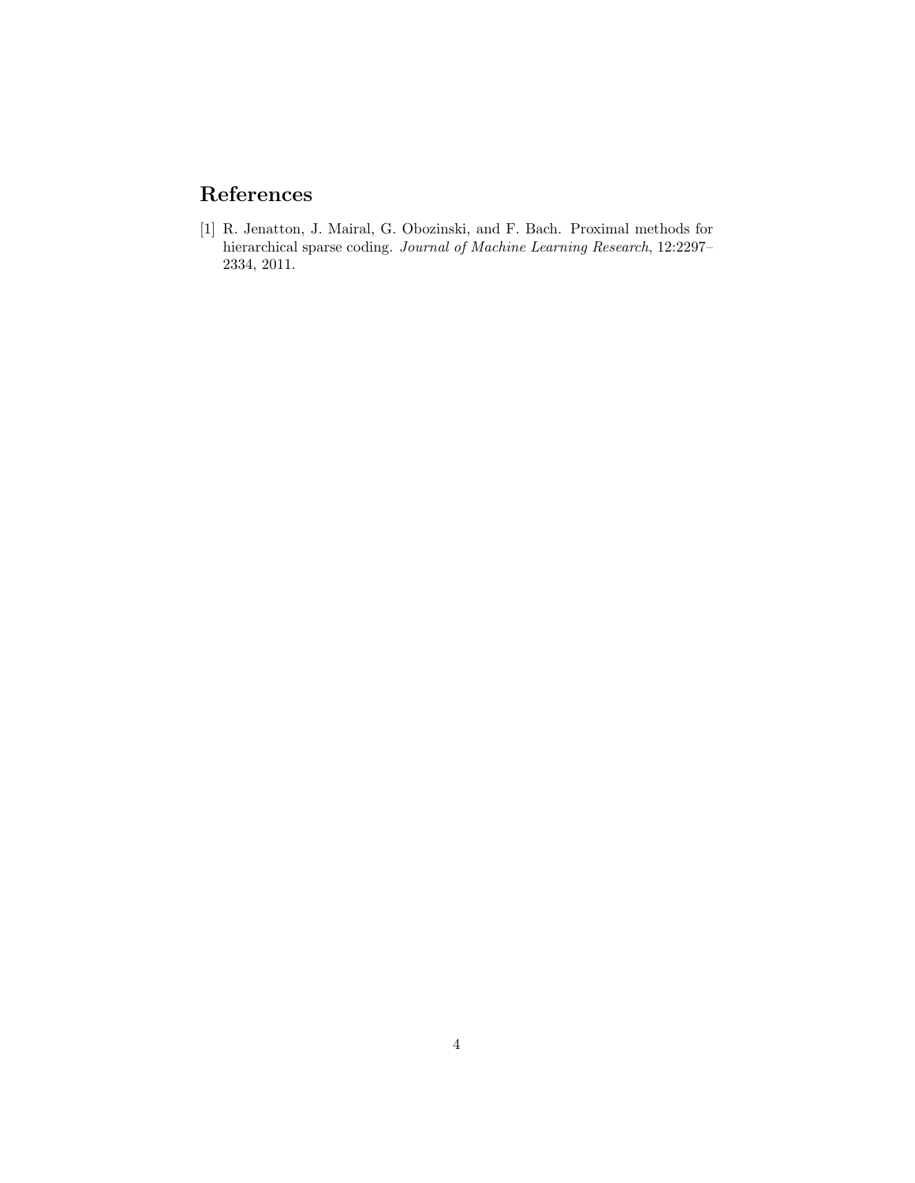## References

[1] R. Jenatton, J. Mairal, G. Obozinski, and F. Bach. Proximal methods for hierarchical sparse coding. *Journal of Machine Learning Research*, 12:2297–2334, 2011.